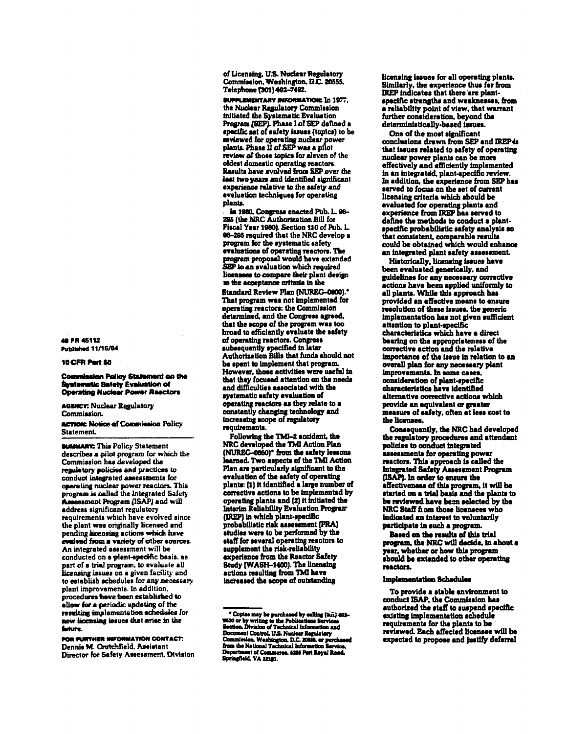49 FR 45112
Published 11/15/84

10 CFR Part 50

# Commission Policy Statement on the Systematic Safety Evaluation of Operating Nuclear Power Reactors

**AGENCY:** Nuclear Regulatory Commission.

**ACTION:** Notice of Commission Policy Statement.

**SUMMARY:** This Policy Statement describes a pilot program for which the Commission has developed the regulatory policies and practices to conduct integrated assessments for operating nuclear power reactors. This program is called the Integrated Safety Assessment Program (ISAP) and will address significant regulatory requirements which have evolved since the plant was originally licensed and pending licensing actions which have evolved from a variety of other sources. An integrated assessment will be conducted on a plant-specific basis, as part of a trial program, to evaluate all licensing issues on a given facility and to establish schedules for any necessary plant improvements. In addition, procedures have been established to allow for a periodic updating of the resulting implementation schedules for new licensing issues that arise in the future.

**FOR FURTHER INFORMATION CONTACT:** Dennis M. Crutchfield, Assistant Director for Safety Assessment, Division of Licensing, U.S. Nuclear Regulatory Commission, Washington, D.C. 20555. Telephone (301) 492-7492.

**SUPPLEMENTARY INFORMATION:** In 1977, the Nuclear Regulatory Commission initiated the Systematic Evaluation Program (SEP). Phase I of SEP defined a specific set of safety issues (topics) to be reviewed for operating nuclear power plants. Phase II of SEP was a pilot review of those topics for eleven of the oldest domestic operating reactors. Results have evolved from SEP over the last two years and identified significant experience relative to the safety and evaluation techniques for operating plants.

In 1980, Congress enacted Pub. L. 96-295 (the NRC Authorization Bill for Fiscal Year 1980). Section 110 of Pub. L. 96-295 required that the NRC develop a program for the systematic safety evaluations of operating reactors. The program proposal would have extended SEP to an evaluation which required licensees to compare their plant design to the acceptance criteria in the Standard Review Plan (NUREG-0800).* That program was not implemented for operating reactors; the Commission determined, and the Congress agreed, that the scope of the program was too broad to efficiently evaluate the safety of operating reactors. Congress subsequently specified in later Authorization Bills that funds should not be spent to implement that program. However, those activities were useful in that they focused attention on the needs and difficulties associated with the systematic safety evaluation of operating reactors as they relate to a constantly changing technology and increasing scope of regulatory requirements.

Following the TMI-2 accident, the NRC developed the TMI Action Plan (NUREG-0660)* from the safety lessons learned. Two aspects of the TMI Action Plan are particularly significant to the evaluation of the safety of operating plants: (1) it identified a large number of corrective actions to be implemented by operating plants and (2) it initiated the Interim Reliability Evaluation Program (IREP) in which plant-specific probabilistic risk assessment (PRA) studies were to be performed by the staff for several operating reactors to supplement the risk-reliability experience from the Reactor Safety Study (WASH-1400). The licensing actions resulting from TMI have increased the scope of outstanding licensing issues for all operating plants. Similarly, the experience thus far from IREP indicates that there are plant-specific strengths and weaknesses, from a reliability point of view, that warrant further consideration, beyond the deterministically-based issues.

One of the most significant conclusions drawn from SEP and IREP is that issues related to safety of operating nuclear power plants can be more effectively and efficiently implemented in an integrated, plant-specific review. In addition, the experience from SEP has served to focus on the set of current licensing criteria which should be evaluated for operating plants and experience from IREP has served to define the methods to conduct a plant-specific probabilistic safety analysis so that consistent, comparable results could be obtained which would enhance an integrated plant safety assessment.

Historically, licensing issues have been evaluated generically, and guidelines for any necessary corrective actions have been applied uniformly to all plants. While this approach has provided an effective means to ensure resolution of these issues, the generic implementation has not given sufficient attention to plant-specific characteristics which have a direct bearing on the appropriateness of the corrective action and the relative importance of the issue in relation to an overall plan for any necessary plant improvements. In some cases, consideration of plant-specific characteristics have identified alternative corrective actions which provide an equivalent or greater measure of safety, often at less cost to the licensee.

Consequently, the NRC had developed the regulatory procedures and attendant policies to conduct integrated assessments for operating power reactors. This approach is called the Integrated Safety Assessment Program (ISAP). In order to ensure the effectiveness of this program, it will be started on a trial basis and the plants to be reviewed have been selected by the NRC Staff from those licensees who indicated an interest to voluntarily participate in such a program.

Based on the results of this trial program, the NRC will decide, in about a year, whether or how this program should be extended to other operating reactors.

## Implementation Schedules

To provide a stable environment to conduct ISAP, the Commission has authorized the staff to suspend specific existing implementation schedule requirements for the plants to be reviewed. Each affected licensee will be expected to propose and justify deferral

* Copies may be purchased by calling (301) 492-9530 or by writing to the Publications Services Section, Division of Technical Information and Document Control, U.S. Nuclear Regulatory Commission, Washington, D.C. 20555, or purchased from the National Technical Information Service, Department of Commerce, 5285 Port Royal Road, Springfield, VA 22161.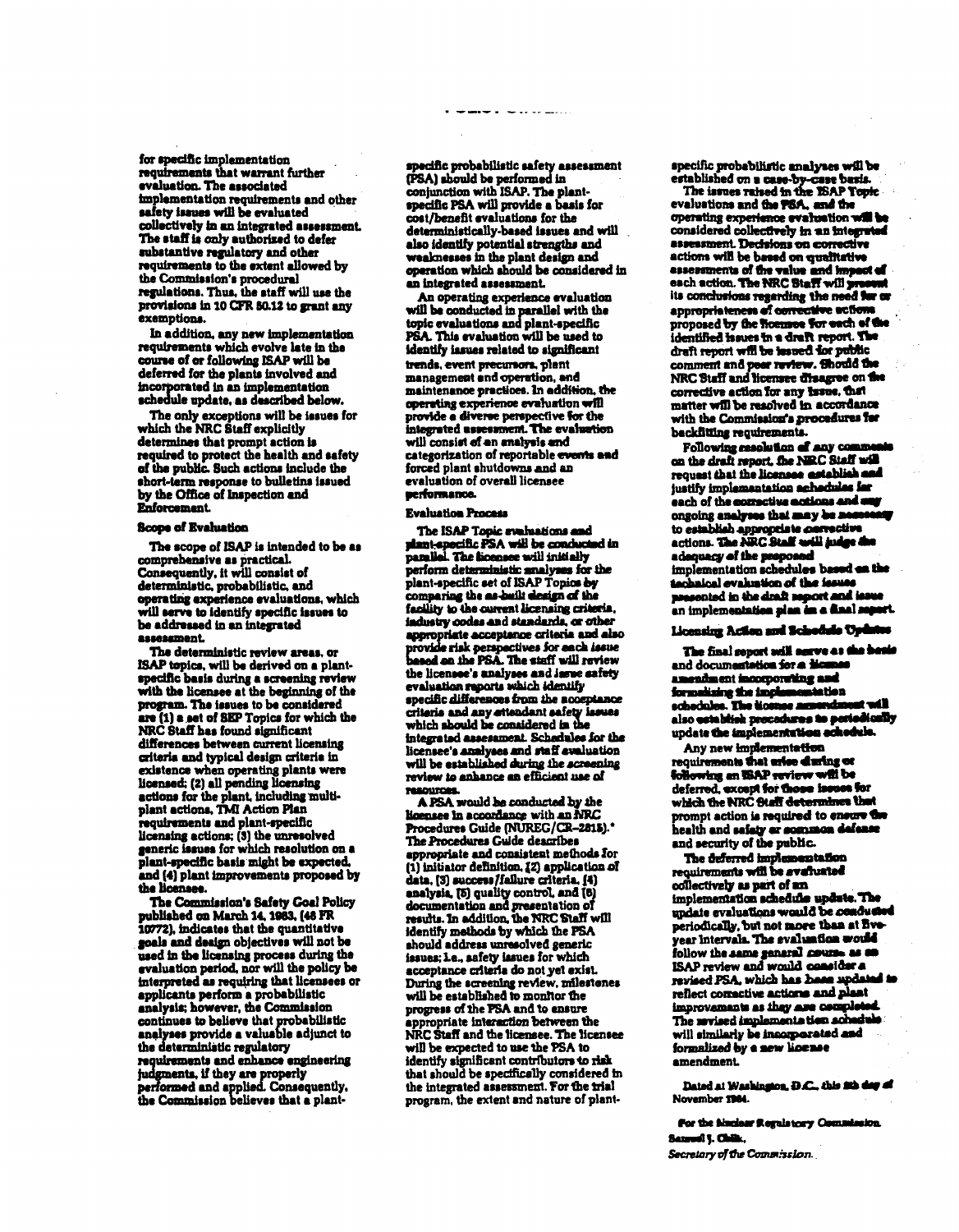for specific implementation requirements that warrant further evaluation. The associated implementation requirements and other safety issues will be evaluated collectively in an integrated assessment. The staff is only authorized to defer substantive regulatory and other requirements to the extent allowed by the Commission's procedural regulations. Thus, the staff will use the provisions in 10 CFR 50.12 to grant any exemptions.

In addition, any new implementation requirements which evolve late in the course of or following ISAP will be deferred for the plants involved and incorporated in an implementation schedule update, as described below.

The only exceptions will be issues for which the NRC Staff explicitly determines that prompt action is required to protect the health and safety of the public. Such actions include the short-term response to bulletins issued by the Office of Inspection and Enforcement.

### Scope of Evaluation

The scope of ISAP is intended to be as comprehensive as practical. Consequently, it will consist of deterministic, probabilistic, and operating experience evaluations, which will serve to identify specific issues to be addressed in an integrated assessment.

The deterministic review areas, or ISAP topics, will be derived on a plant-specific basis during a screening review with the licensee at the beginning of the program. The issues to be considered are (1) a set of SEP Topics for which the NRC Staff has found significant differences between current licensing criteria and typical design criteria in existence when operating plants were licensed; (2) all pending licensing actions for the plant, including multi-plant actions, TMI Action Plan requirements and plant-specific licensing actions; (3) the unresolved generic issues for which resolution on a plant-specific basis might be expected, and (4) plant improvements proposed by the licensee.

The Commission's Safety Goal Policy published on March 14, 1983, (48 FR 10772), indicates that the quantitative goals and design objectives will not be used in the licensing process during the evaluation period, nor will the policy be interpreted as requiring that licensees or applicants perform a probabilistic analysis; however, the Commission continues to believe that probabilistic analyses provide a valuable adjunct to the deterministic regulatory requirements and enhance engineering judgments, if they are properly performed and applied. Consequently, the Commission believes that a plant-specific probabilistic safety assessment (PSA) should be performed in conjunction with ISAP. The plant-specific PSA will provide a basis for cost/benefit evaluations for the deterministically-based issues and will also identify potential strengths and weaknesses in the plant design and operation which should be considered in an integrated assessment.

An operating experience evaluation will be conducted in parallel with the topic evaluations and plant-specific PSA. This evaluation will be used to identify issues related to significant trends, event precursors, plant management and operation, and maintenance practices. In addition, the operating experience evaluation will provide a diverse perspective for the integrated assessment. The evaluation will consist of an analysis and categorization of reportable events and forced plant shutdowns and an evaluation of overall licensee performance.

### Evaluation Process

The ISAP Topic evaluations and plant-specific PSA will be conducted in parallel. The licensee will initially perform deterministic analyses for the plant-specific set of ISAP Topics by comparing the as-built design of the facility to the current licensing criteria, industry codes and standards, or other appropriate acceptance criteria and also provide risk perspectives for each issue based on the PSA. The staff will review the licensee's analyses and issue safety evaluation reports which identify specific differences from the acceptance criteria and any attendant safety issues which should be considered in the integrated assessment. Schedules for the licensee's analyses and staff evaluation will be established during the screening review to enhance an efficient use of resources.

A PSA would be conducted by the licensee in accordance with an NRC Procedures Guide (NUREG/CR-2815).* The Procedures Guide describes appropriate and consistent methods for (1) initiator definition, (2) application of data, (3) success/failure criteria, (4) analysis, (5) quality control, and (6) documentation and presentation of results. In addition, the NRC Staff will identify methods by which the PSA should address unresolved generic issues; i.e., safety issues for which acceptance criteria do not yet exist. During the screening review, milestones will be established to monitor the progress of the PSA and to ensure appropriate interaction between the NRC Staff and the licensee. The licensee will be expected to use the PSA to identify significant contributors to risk that should be specifically considered in the integrated assessment. For the trial program, the extent and nature of plant-specific probabilistic analyses will be established on a case-by-case basis.

The issues raised in the ISAP Topic evaluations and the PSA, and the operating experience evaluation will be considered collectively in an integrated assessment. Decisions on corrective actions will be based on qualitative assessments of the value and impact of each action. The NRC Staff will present its conclusions regarding the need for or appropriateness of corrective actions proposed by the licensee for each of the identified issues in a draft report. The draft report will be issued for public comment and peer review. Should the NRC Staff and licensee disagree on the corrective action for any issue, that matter will be resolved in accordance with the Commission's procedures for backfitting requirements.

Following resolution of any comments on the draft report, the NRC Staff will request that the licensee establish and justify implementation schedules for each of the corrective actions and any ongoing analyses that may be necessary to establish appropriate corrective actions. The NRC Staff will judge the adequacy of the proposed implementation schedules based on the technical evaluation of the issues presented in the draft report and issue an implementation plan in a final report.

### Licensing Action and Schedule Updates

The final report will serve as the basis and documentation for a license amendment incorporating and formalizing the implementation schedules. The license amendment will also establish procedures to periodically update the implementation schedule.

Any new implementation requirements that arise during or following an ISAP review will be deferred, except for those issues for which the NRC Staff determines that prompt action is required to ensure the health and safety or common defense and security of the public.

The deferred implementation requirements will be evaluated collectively as part of an implementation schedule update. The update evaluations would be conducted periodically, but not more than at five-year intervals. The evaluation would follow the same general course as an ISAP review and would consider a revised PSA, which has been updated to reflect corrective actions and plant improvements as they are completed. The revised implementation schedule will similarly be incorporated and formalized by a new license amendment.

Dated at Washington, D.C., this 8th day of November 1984.

For the Nuclear Regulatory Commission.

Samuel J. Chilk,

*Secretary of the Commission.*